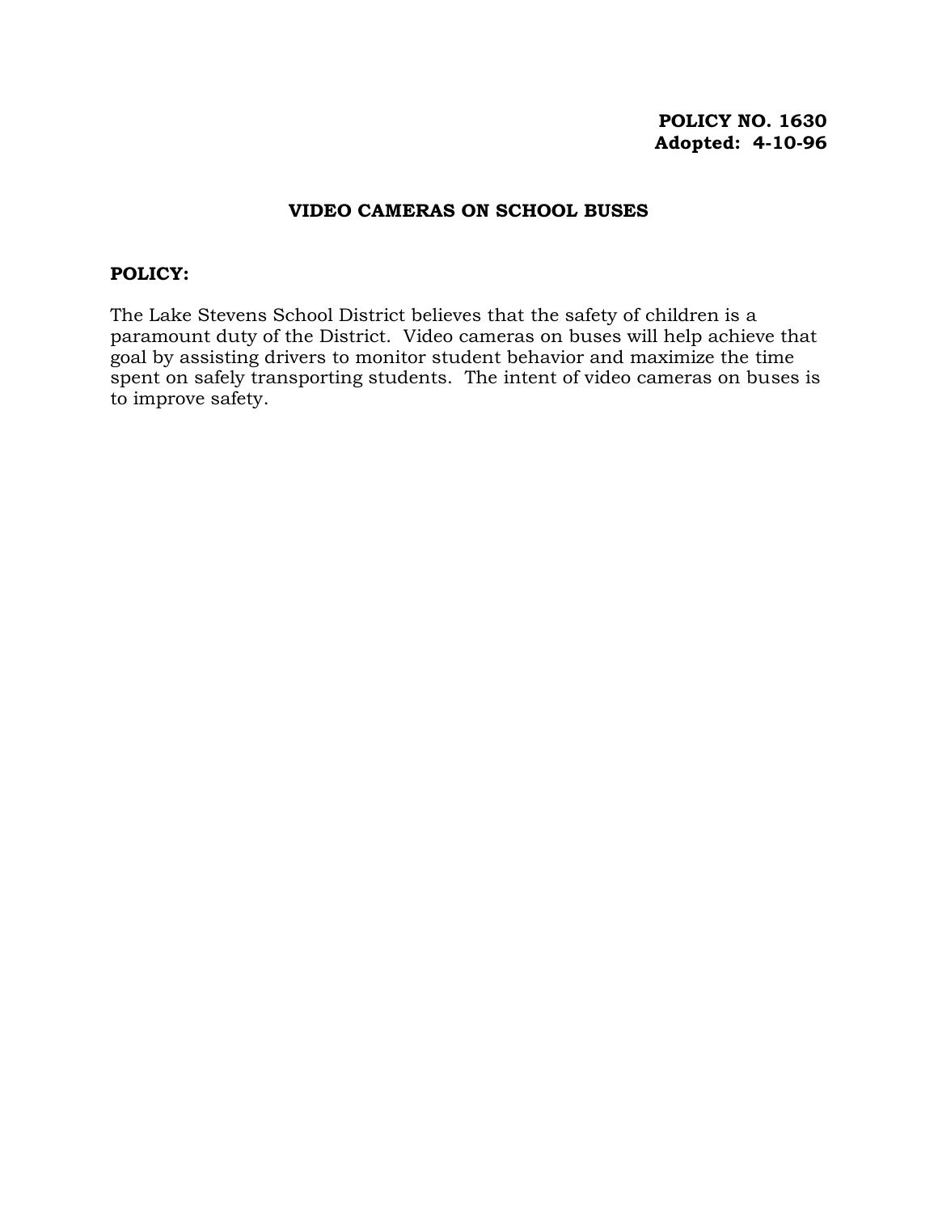**POLICY NO. 1630**
**Adopted: 4-10-96**

# VIDEO CAMERAS ON SCHOOL BUSES

## POLICY:

The Lake Stevens School District believes that the safety of children is a paramount duty of the District. Video cameras on buses will help achieve that goal by assisting drivers to monitor student behavior and maximize the time spent on safely transporting students. The intent of video cameras on buses is to improve safety.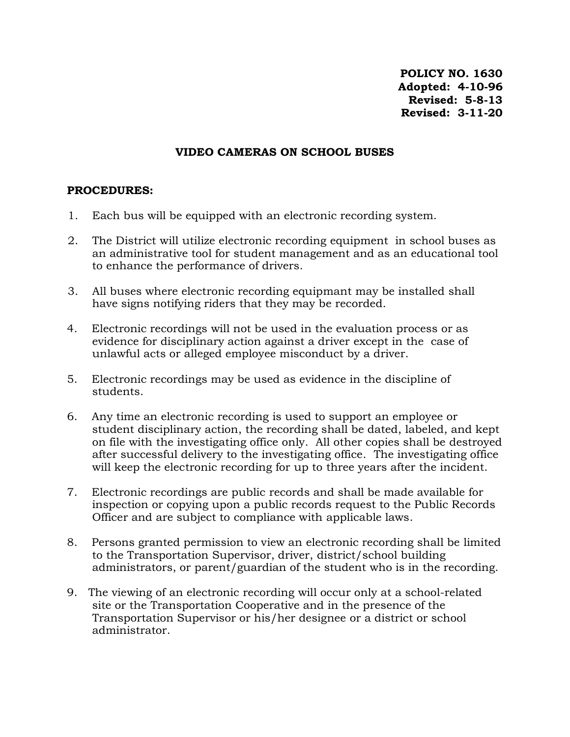**POLICY NO. 1630**
**Adopted: 4-10-96**
**Revised: 5-8-13**
**Revised: 3-11-20**

## VIDEO CAMERAS ON SCHOOL BUSES

**PROCEDURES:**

1. Each bus will be equipped with an electronic recording system.

2. The District will utilize electronic recording equipment in school buses as an administrative tool for student management and as an educational tool to enhance the performance of drivers.

3. All buses where electronic recording equipmant may be installed shall have signs notifying riders that they may be recorded.

4. Electronic recordings will not be used in the evaluation process or as evidence for disciplinary action against a driver except in the case of unlawful acts or alleged employee misconduct by a driver.

5. Electronic recordings may be used as evidence in the discipline of students.

6. Any time an electronic recording is used to support an employee or student disciplinary action, the recording shall be dated, labeled, and kept on file with the investigating office only. All other copies shall be destroyed after successful delivery to the investigating office. The investigating office will keep the electronic recording for up to three years after the incident.

7. Electronic recordings are public records and shall be made available for inspection or copying upon a public records request to the Public Records Officer and are subject to compliance with applicable laws.

8. Persons granted permission to view an electronic recording shall be limited to the Transportation Supervisor, driver, district/school building administrators, or parent/guardian of the student who is in the recording.

9. The viewing of an electronic recording will occur only at a school-related site or the Transportation Cooperative and in the presence of the Transportation Supervisor or his/her designee or a district or school administrator.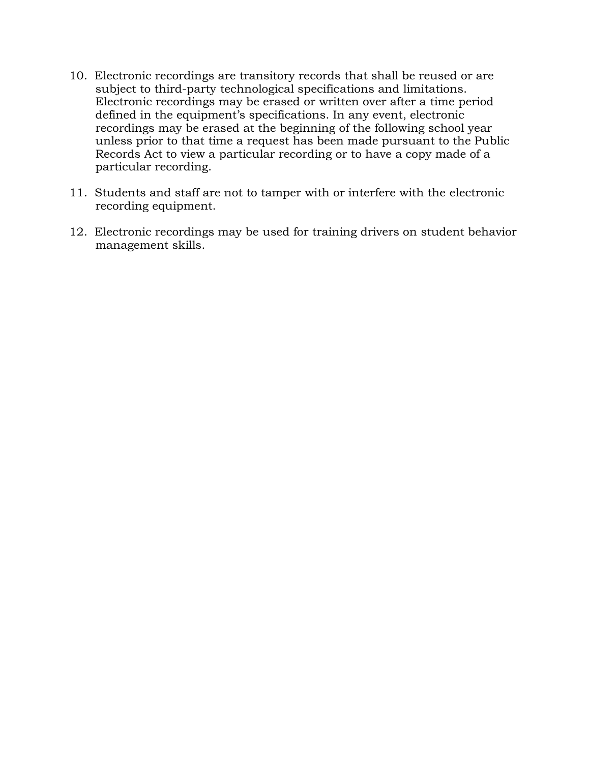10. Electronic recordings are transitory records that shall be reused or are subject to third-party technological specifications and limitations. Electronic recordings may be erased or written over after a time period defined in the equipment's specifications. In any event, electronic recordings may be erased at the beginning of the following school year unless prior to that time a request has been made pursuant to the Public Records Act to view a particular recording or to have a copy made of a particular recording.

11. Students and staff are not to tamper with or interfere with the electronic recording equipment.

12. Electronic recordings may be used for training drivers on student behavior management skills.